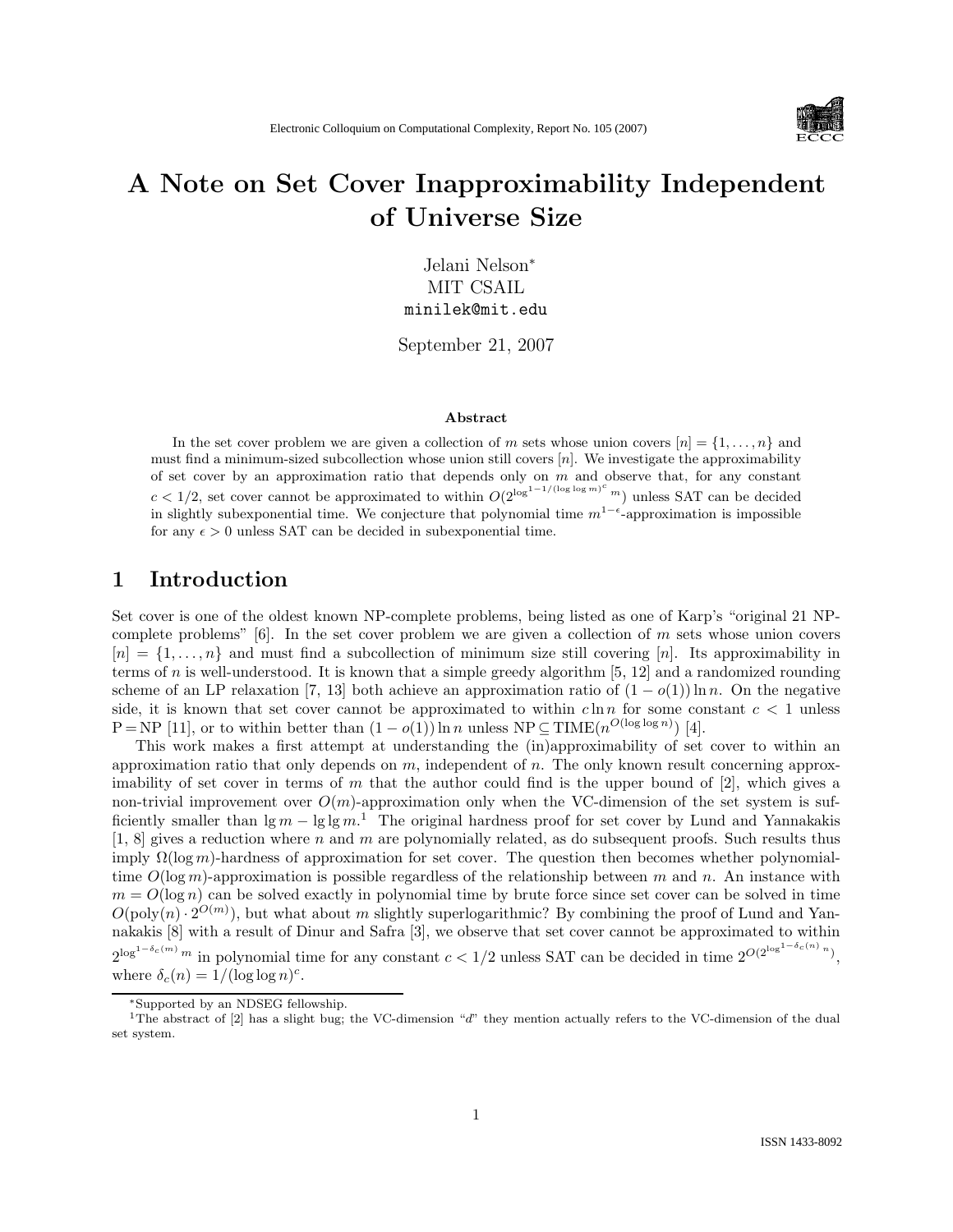Electronic Colloquium on Computational Complexity, Report No. 105 (2007)

# A Note on Set Cover Inapproximability Independent of Universe Size

Jelani Nelson*
MIT CSAIL
minilek@mit.edu

September 21, 2007

### Abstract

In the set cover problem we are given a collection of $m$ sets whose union covers $[n] = \{1, \ldots, n\}$ and must find a minimum-sized subcollection whose union still covers $[n]$. We investigate the approximability of set cover by an approximation ratio that depends only on $m$ and observe that, for any constant $c < 1/2$, set cover cannot be approximated to within $O(2^{\log^{1-1/(\log\log m)^c} m})$ unless SAT can be decided in slightly subexponential time. We conjecture that polynomial time $m^{1-\epsilon}$-approximation is impossible for any $\epsilon > 0$ unless SAT can be decided in subexponential time.

## 1 Introduction

Set cover is one of the oldest known NP-complete problems, being listed as one of Karp's "original 21 NP-complete problems" [6]. In the set cover problem we are given a collection of $m$ sets whose union covers $[n] = \{1, \ldots, n\}$ and must find a subcollection of minimum size still covering $[n]$. Its approximability in terms of $n$ is well-understood. It is known that a simple greedy algorithm [5, 12] and a randomized rounding scheme of an LP relaxation [7, 13] both achieve an approximation ratio of $(1 - o(1)) \ln n$. On the negative side, it is known that set cover cannot be approximated to within $c \ln n$ for some constant $c < 1$ unless $\mathrm{P} = \mathrm{NP}$ [11], or to within better than $(1 - o(1)) \ln n$ unless $\mathrm{NP} \subseteq \mathrm{TIME}(n^{O(\log\log n)})$ [4].

This work makes a first attempt at understanding the (in)approximability of set cover to within an approximation ratio that only depends on $m$, independent of $n$. The only known result concerning approximability of set cover in terms of $m$ that the author could find is the upper bound of [2], which gives a non-trivial improvement over $O(m)$-approximation only when the VC-dimension of the set system is sufficiently smaller than $\lg m - \lg\lg m$.[1] The original hardness proof for set cover by Lund and Yannakakis [1, 8] gives a reduction where $n$ and $m$ are polynomially related, as do subsequent proofs. Such results thus imply $\Omega(\log m)$-hardness of approximation for set cover. The question then becomes whether polynomial-time $O(\log m)$-approximation is possible regardless of the relationship between $m$ and $n$. An instance with $m = O(\log n)$ can be solved exactly in polynomial time by brute force since set cover can be solved in time $O(\mathrm{poly}(n) \cdot 2^{O(m)})$, but what about $m$ slightly superlogarithmic? By combining the proof of Lund and Yannakakis [8] with a result of Dinur and Safra [3], we observe that set cover cannot be approximated to within $2^{\log^{1-\delta_c(m)} m}$ in polynomial time for any constant $c < 1/2$ unless SAT can be decided in time $2^{O(2^{\log^{1-\delta_c(n)} n})}$, where $\delta_c(n) = 1/(\log\log n)^c$.

*Supported by an NDSEG fellowship.

[1] The abstract of [2] has a slight bug; the VC-dimension "$d$" they mention actually refers to the VC-dimension of the dual set system.

ISSN 1433-8092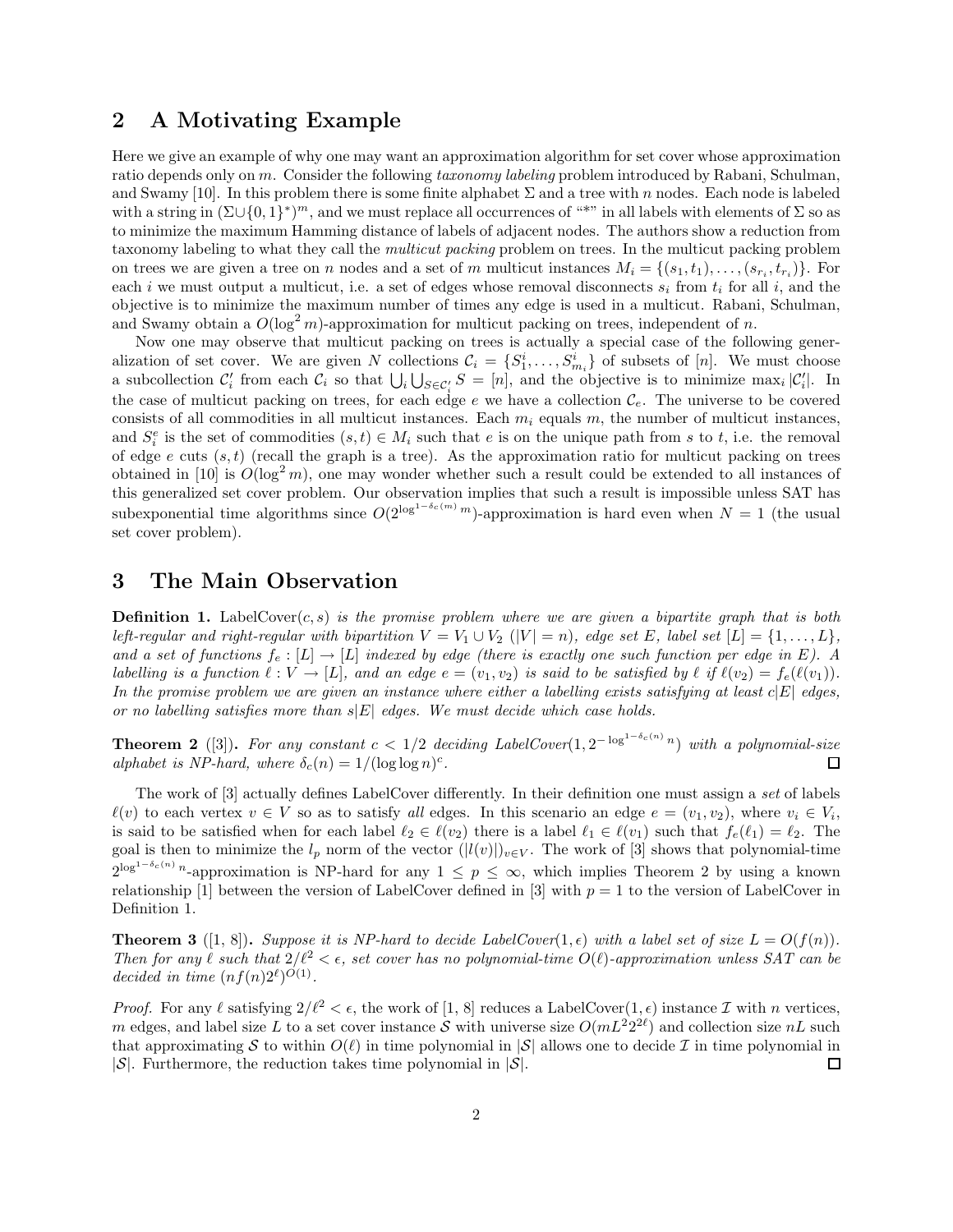## 2 A Motivating Example

Here we give an example of why one may want an approximation algorithm for set cover whose approximation ratio depends only on $m$. Consider the following *taxonomy labeling* problem introduced by Rabani, Schulman, and Swamy [10]. In this problem there is some finite alphabet $\Sigma$ and a tree with $n$ nodes. Each node is labeled with a string in $(\Sigma \cup \{0,1\}^*)^m$, and we must replace all occurrences of "*" in all labels with elements of $\Sigma$ so as to minimize the maximum Hamming distance of labels of adjacent nodes. The authors show a reduction from taxonomy labeling to what they call the *multicut packing* problem on trees. In the multicut packing problem on trees we are given a tree on $n$ nodes and a set of $m$ multicut instances $M_i = \{(s_1, t_1), \ldots, (s_{r_i}, t_{r_i})\}$. For each $i$ we must output a multicut, i.e. a set of edges whose removal disconnects $s_i$ from $t_i$ for all $i$, and the objective is to minimize the maximum number of times any edge is used in a multicut. Rabani, Schulman, and Swamy obtain a $O(\log^2 m)$-approximation for multicut packing on trees, independent of $n$.

Now one may observe that multicut packing on trees is actually a special case of the following generalization of set cover. We are given $N$ collections $\mathcal{C}_i = \{S_1^i, \ldots, S_{m_i}^i\}$ of subsets of $[n]$. We must choose a subcollection $\mathcal{C}_i'$ from each $\mathcal{C}_i$ so that $\bigcup_i \bigcup_{S \in \mathcal{C}_i'} S = [n]$, and the objective is to minimize $\max_i |\mathcal{C}_i'|$. In the case of multicut packing on trees, for each edge $e$ we have a collection $\mathcal{C}_e$. The universe to be covered consists of all commodities in all multicut instances. Each $m_i$ equals $m$, the number of multicut instances, and $S_i^e$ is the set of commodities $(s,t) \in M_i$ such that $e$ is on the unique path from $s$ to $t$, i.e. the removal of edge $e$ cuts $(s,t)$ (recall the graph is a tree). As the approximation ratio for multicut packing on trees obtained in [10] is $O(\log^2 m)$, one may wonder whether such a result could be extended to all instances of this generalized set cover problem. Our observation implies that such a result is impossible unless SAT has subexponential time algorithms since $O(2^{\log^{1-\delta_c(m)} m})$-approximation is hard even when $N = 1$ (the usual set cover problem).

## 3 The Main Observation

**Definition 1.** *LabelCover$(c, s)$ is the promise problem where we are given a bipartite graph that is both left-regular and right-regular with bipartition $V = V_1 \cup V_2$ ($|V| = n$), edge set $E$, label set $[L] = \{1, \ldots, L\}$, and a set of functions $f_e : [L] \to [L]$ indexed by edge (there is exactly one such function per edge in $E$). A labelling is a function $\ell : V \to [L]$, and an edge $e = (v_1, v_2)$ is said to be satisfied by $\ell$ if $\ell(v_2) = f_e(\ell(v_1))$. In the promise problem we are given an instance where either a labelling exists satisfying at least $c|E|$ edges, or no labelling satisfies more than $s|E|$ edges. We must decide which case holds.*

**Theorem 2** ([3]). *For any constant $c < 1/2$ deciding LabelCover$(1, 2^{-\log^{1-\delta_c(n)} n})$ with a polynomial-size alphabet is NP-hard, where $\delta_c(n) = 1/(\log \log n)^c$.* ☐

The work of [3] actually defines LabelCover differently. In their definition one must assign a *set* of labels $\ell(v)$ to each vertex $v \in V$ so as to satisfy *all* edges. In this scenario an edge $e = (v_1, v_2)$, where $v_i \in V_i$, is said to be satisfied when for each label $\ell_2 \in \ell(v_2)$ there is a label $\ell_1 \in \ell(v_1)$ such that $f_e(\ell_1) = \ell_2$. The goal is then to minimize the $l_p$ norm of the vector $(|l(v)|)_{v \in V}$. The work of [3] shows that polynomial-time $2^{\log^{1-\delta_c(n)} n}$-approximation is NP-hard for any $1 \le p \le \infty$, which implies Theorem 2 by using a known relationship [1] between the version of LabelCover defined in [3] with $p = 1$ to the version of LabelCover in Definition 1.

**Theorem 3** ([1, 8]). *Suppose it is NP-hard to decide LabelCover$(1, \epsilon)$ with a label set of size $L = O(f(n))$. Then for any $\ell$ such that $2/\ell^2 < \epsilon$, set cover has no polynomial-time $O(\ell)$-approximation unless SAT can be decided in time $(nf(n)2^\ell)^{O(1)}$.*

*Proof.* For any $\ell$ satisfying $2/\ell^2 < \epsilon$, the work of [1, 8] reduces a LabelCover$(1, \epsilon)$ instance $\mathcal{I}$ with $n$ vertices, $m$ edges, and label size $L$ to a set cover instance $\mathcal{S}$ with universe size $O(mL^2 2^{2\ell})$ and collection size $nL$ such that approximating $\mathcal{S}$ to within $O(\ell)$ in time polynomial in $|\mathcal{S}|$ allows one to decide $\mathcal{I}$ in time polynomial in $|\mathcal{S}|$. Furthermore, the reduction takes time polynomial in $|\mathcal{S}|$. ☐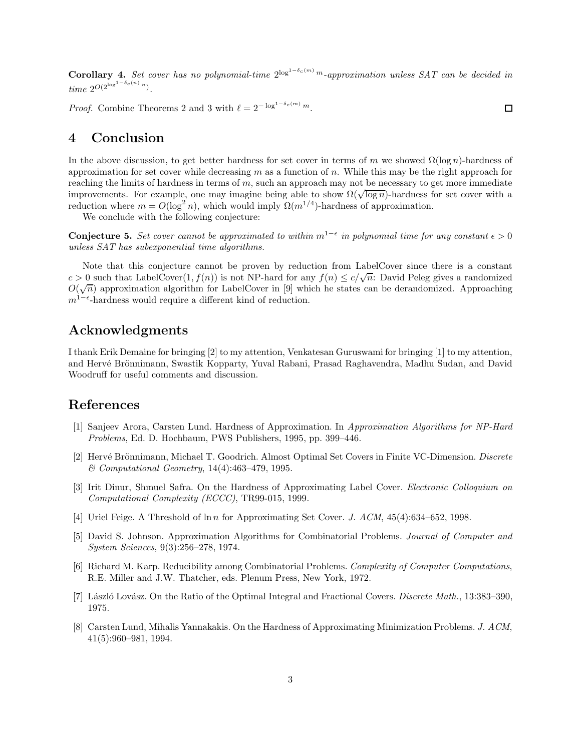**Corollary 4.** *Set cover has no polynomial-time $2^{\log^{1-\delta_c(m)} m}$-approximation unless SAT can be decided in time $2^{O(2^{\log^{1-\delta_c(n)} n})}$.*

*Proof.* Combine Theorems 2 and 3 with $\ell = 2^{-\log^{1-\delta_c(m)} m}$. □

# 4 Conclusion

In the above discussion, to get better hardness for set cover in terms of $m$ we showed $\Omega(\log n)$-hardness of approximation for set cover while decreasing $m$ as a function of $n$. While this may be the right approach for reaching the limits of hardness in terms of $m$, such an approach may not be necessary to get more immediate improvements. For example, one may imagine being able to show $\Omega(\sqrt{\log n})$-hardness for set cover with a reduction where $m = O(\log^2 n)$, which would imply $\Omega(m^{1/4})$-hardness of approximation.

We conclude with the following conjecture:

**Conjecture 5.** *Set cover cannot be approximated to within $m^{1-\epsilon}$ in polynomial time for any constant $\epsilon > 0$ unless SAT has subexponential time algorithms.*

Note that this conjecture cannot be proven by reduction from LabelCover since there is a constant $c > 0$ such that LabelCover$(1, f(n))$ is not NP-hard for any $f(n) \leq c/\sqrt{n}$: David Peleg gives a randomized $O(\sqrt{n})$ approximation algorithm for LabelCover in [9] which he states can be derandomized. Approaching $m^{1-\epsilon}$-hardness would require a different kind of reduction.

## Acknowledgments

I thank Erik Demaine for bringing [2] to my attention, Venkatesan Guruswami for bringing [1] to my attention, and Hervé Brönnimann, Swastik Kopparty, Yuval Rabani, Prasad Raghavendra, Madhu Sudan, and David Woodruff for useful comments and discussion.

## References

[1] Sanjeev Arora, Carsten Lund. Hardness of Approximation. In *Approximation Algorithms for NP-Hard Problems*, Ed. D. Hochbaum, PWS Publishers, 1995, pp. 399–446.

[2] Hervé Brönnimann, Michael T. Goodrich. Almost Optimal Set Covers in Finite VC-Dimension. *Discrete & Computational Geometry*, 14(4):463–479, 1995.

[3] Irit Dinur, Shmuel Safra. On the Hardness of Approximating Label Cover. *Electronic Colloquium on Computational Complexity (ECCC)*, TR99-015, 1999.

[4] Uriel Feige. A Threshold of $\ln n$ for Approximating Set Cover. *J. ACM*, 45(4):634–652, 1998.

[5] David S. Johnson. Approximation Algorithms for Combinatorial Problems. *Journal of Computer and System Sciences*, 9(3):256–278, 1974.

[6] Richard M. Karp. Reducibility among Combinatorial Problems. *Complexity of Computer Computations*, R.E. Miller and J.W. Thatcher, eds. Plenum Press, New York, 1972.

[7] László Lovász. On the Ratio of the Optimal Integral and Fractional Covers. *Discrete Math.*, 13:383–390, 1975.

[8] Carsten Lund, Mihalis Yannakakis. On the Hardness of Approximating Minimization Problems. *J. ACM*, 41(5):960–981, 1994.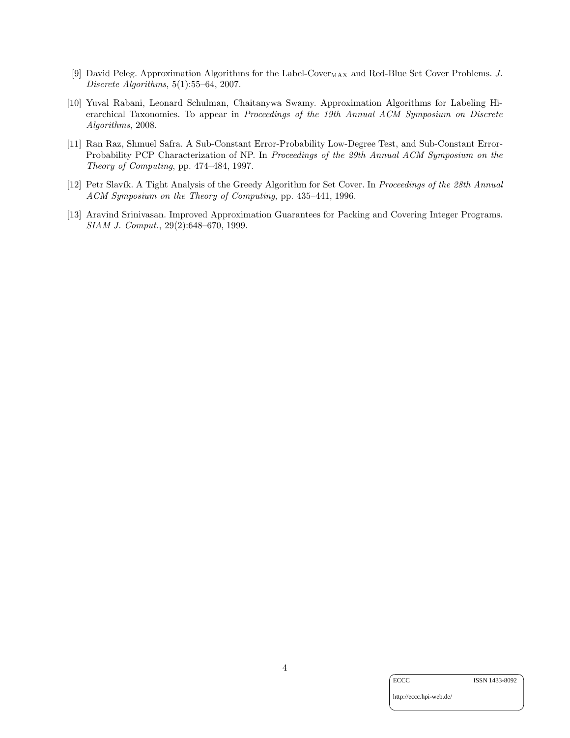[9] David Peleg. Approximation Algorithms for the Label-Cover$_{\text{MAX}}$ and Red-Blue Set Cover Problems. *J. Discrete Algorithms*, 5(1):55–64, 2007.

[10] Yuval Rabani, Leonard Schulman, Chaitanywa Swamy. Approximation Algorithms for Labeling Hierarchical Taxonomies. To appear in *Proceedings of the 19th Annual ACM Symposium on Discrete Algorithms*, 2008.

[11] Ran Raz, Shmuel Safra. A Sub-Constant Error-Probability Low-Degree Test, and Sub-Constant Error-Probability PCP Characterization of NP. In *Proceedings of the 29th Annual ACM Symposium on the Theory of Computing*, pp. 474–484, 1997.

[12] Petr Slavík. A Tight Analysis of the Greedy Algorithm for Set Cover. In *Proceedings of the 28th Annual ACM Symposium on the Theory of Computing*, pp. 435–441, 1996.

[13] Aravind Srinivasan. Improved Approximation Guarantees for Packing and Covering Integer Programs. *SIAM J. Comput.*, 29(2):648–670, 1999.

ECCC ISSN 1433-8092

http://eccc.hpi-web.de/